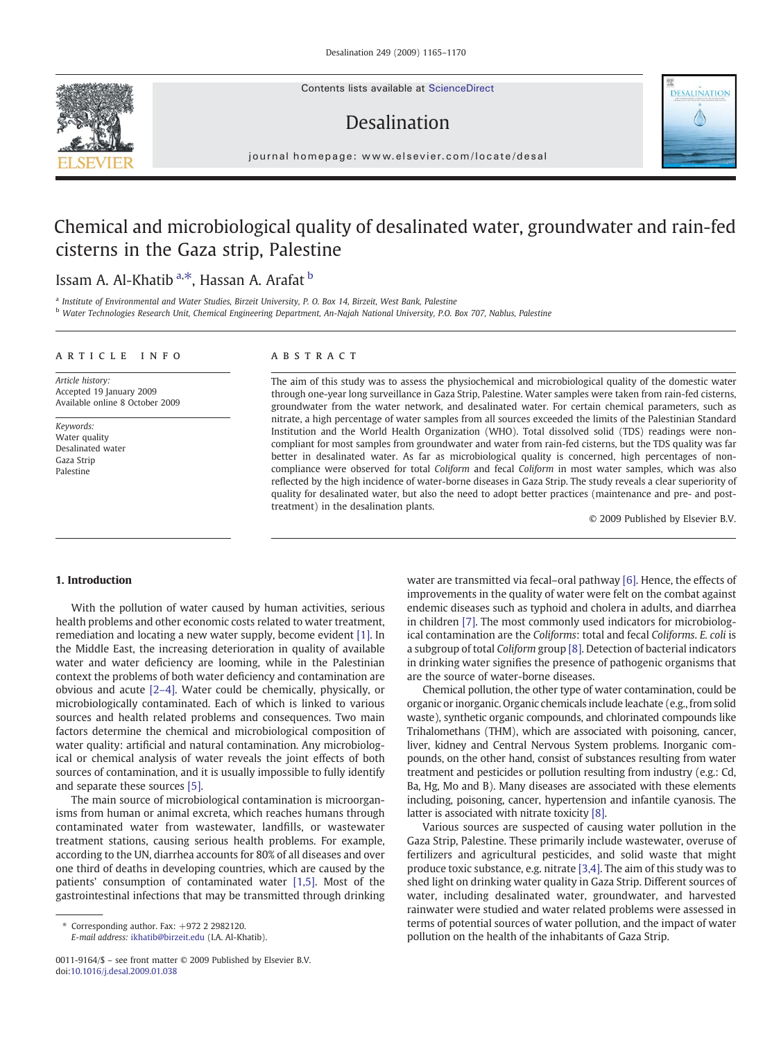# Chemical and microbiological quality of desalinated water, groundwater and rain-fed cisterns in the Gaza strip, Palestine

Issam A. Al-Khatib [a,*], Hassan A. Arafat [b]

[a] Institute of Environmental and Water Studies, Birzeit University, P. O. Box 14, Birzeit, West Bank, Palestine
[b] Water Technologies Research Unit, Chemical Engineering Department, An-Najah National University, P.O. Box 707, Nablus, Palestine

**ARTICLE INFO**

*Article history:*
Accepted 19 January 2009
Available online 8 October 2009

*Keywords:*
Water quality
Desalinated water
Gaza Strip
Palestine

**ABSTRACT**

The aim of this study was to assess the physiochemical and microbiological quality of the domestic water through one-year long surveillance in Gaza Strip, Palestine. Water samples were taken from rain-fed cisterns, groundwater from the water network, and desalinated water. For certain chemical parameters, such as nitrate, a high percentage of water samples from all sources exceeded the limits of the Palestinian Standard Institution and the World Health Organization (WHO). Total dissolved solid (TDS) readings were non-compliant for most samples from groundwater and water from rain-fed cisterns, but the TDS quality was far better in desalinated water. As far as microbiological quality is concerned, high percentages of non-compliance were observed for total *Coliform* and fecal *Coliform* in most water samples, which was also reflected by the high incidence of water-borne diseases in Gaza Strip. The study reveals a clear superiority of quality for desalinated water, but also the need to adopt better practices (maintenance and pre- and post-treatment) in the desalination plants.

© 2009 Published by Elsevier B.V.

## 1. Introduction

With the pollution of water caused by human activities, serious health problems and other economic costs related to water treatment, remediation and locating a new water supply, become evident [1]. In the Middle East, the increasing deterioration in quality of available water and water deficiency are looming, while in the Palestinian context the problems of both water deficiency and contamination are obvious and acute [2–4]. Water could be chemically, physically, or microbiologically contaminated. Each of which is linked to various sources and health related problems and consequences. Two main factors determine the chemical and microbiological composition of water quality: artificial and natural contamination. Any microbiological or chemical analysis of water reveals the joint effects of both sources of contamination, and it is usually impossible to fully identify and separate these sources [5].

The main source of microbiological contamination is microorganisms from human or animal excreta, which reaches humans through contaminated water from wastewater, landfills, or wastewater treatment stations, causing serious health problems. For example, according to the UN, diarrhea accounts for 80% of all diseases and over one third of deaths in developing countries, which are caused by the patients' consumption of contaminated water [1,5]. Most of the gastrointestinal infections that may be transmitted through drinking water are transmitted via fecal–oral pathway [6]. Hence, the effects of improvements in the quality of water were felt on the combat against endemic diseases such as typhoid and cholera in adults, and diarrhea in children [7]. The most commonly used indicators for microbiological contamination are the *Coliforms*: total and fecal *Coliforms*. *E. coli* is a subgroup of total *Coliform* group [8]. Detection of bacterial indicators in drinking water signifies the presence of pathogenic organisms that are the source of water-borne diseases.

Chemical pollution, the other type of water contamination, could be organic or inorganic. Organic chemicals include leachate (e.g., from solid waste), synthetic organic compounds, and chlorinated compounds like Trihalomethans (THM), which are associated with poisoning, cancer, liver, kidney and Central Nervous System problems. Inorganic compounds, on the other hand, consist of substances resulting from water treatment and pesticides or pollution resulting from industry (e.g.: Cd, Ba, Hg, Mo and B). Many diseases are associated with these elements including, poisoning, cancer, hypertension and infantile cyanosis. The latter is associated with nitrate toxicity [8].

Various sources are suspected of causing water pollution in the Gaza Strip, Palestine. These primarily include wastewater, overuse of fertilizers and agricultural pesticides, and solid waste that might produce toxic substance, e.g. nitrate [3,4]. The aim of this study was to shed light on drinking water quality in Gaza Strip. Different sources of water, including desalinated water, groundwater, and harvested rainwater were studied and water related problems were assessed in terms of potential sources of water pollution, and the impact of water pollution on the health of the inhabitants of Gaza Strip.

\* Corresponding author. Fax: +972 2 2982120.
*E-mail address:* ikhatib@birzeit.edu (I.A. Al-Khatib).

0011-9164/$ – see front matter © 2009 Published by Elsevier B.V.
doi:10.1016/j.desal.2009.01.038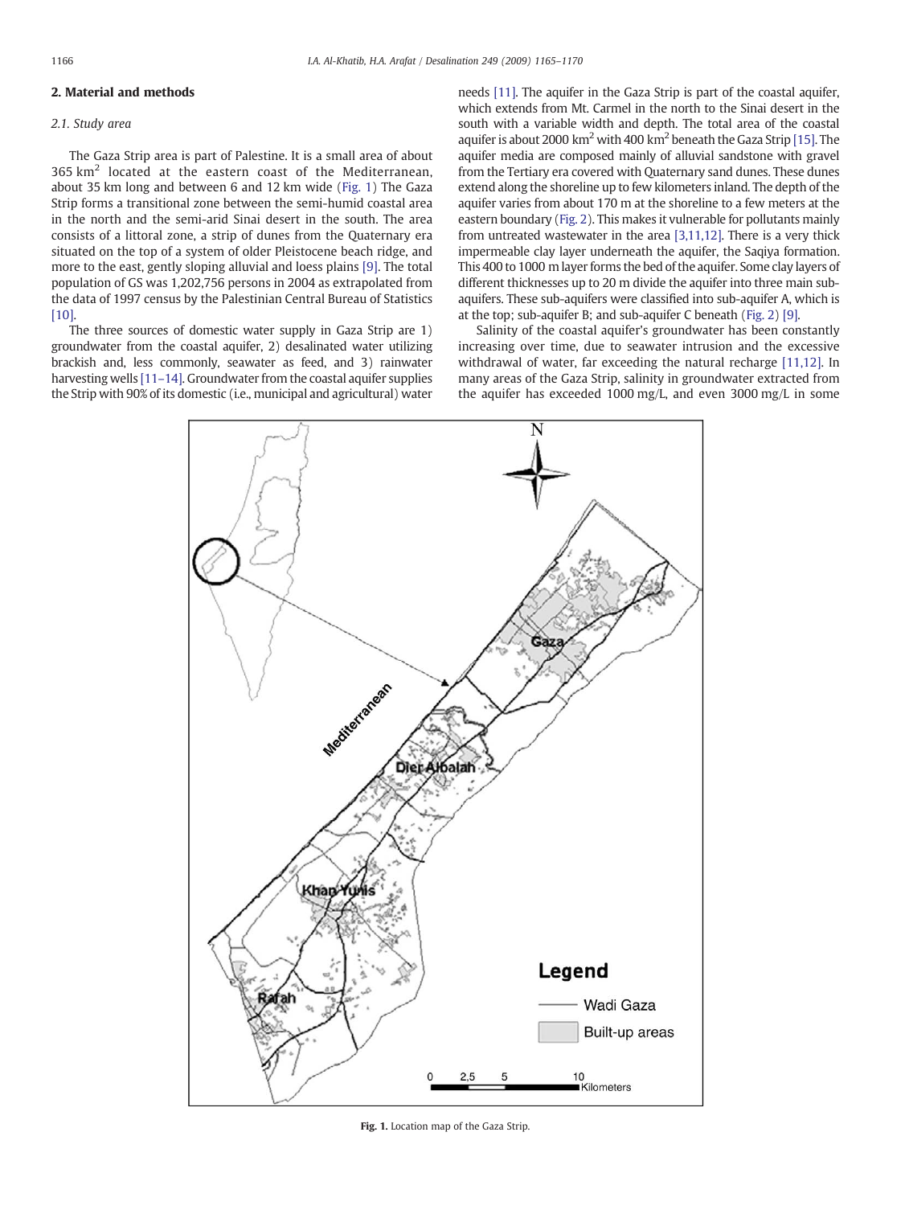## 2. Material and methods

### 2.1. Study area

The Gaza Strip area is part of Palestine. It is a small area of about 365 km$^2$ located at the eastern coast of the Mediterranean, about 35 km long and between 6 and 12 km wide (Fig. 1) The Gaza Strip forms a transitional zone between the semi-humid coastal area in the north and the semi-arid Sinai desert in the south. The area consists of a littoral zone, a strip of dunes from the Quaternary era situated on the top of a system of older Pleistocene beach ridge, and more to the east, gently sloping alluvial and loess plains [9]. The total population of GS was 1,202,756 persons in 2004 as extrapolated from the data of 1997 census by the Palestinian Central Bureau of Statistics [10].

The three sources of domestic water supply in Gaza Strip are 1) groundwater from the coastal aquifer, 2) desalinated water utilizing brackish and, less commonly, seawater as feed, and 3) rainwater harvesting wells [11–14]. Groundwater from the coastal aquifer supplies the Strip with 90% of its domestic (i.e., municipal and agricultural) water needs [11]. The aquifer in the Gaza Strip is part of the coastal aquifer, which extends from Mt. Carmel in the north to the Sinai desert in the south with a variable width and depth. The total area of the coastal aquifer is about 2000 km$^2$ with 400 km$^2$ beneath the Gaza Strip [15]. The aquifer media are composed mainly of alluvial sandstone with gravel from the Tertiary era covered with Quaternary sand dunes. These dunes extend along the shoreline up to few kilometers inland. The depth of the aquifer varies from about 170 m at the shoreline to a few meters at the eastern boundary (Fig. 2). This makes it vulnerable for pollutants mainly from untreated wastewater in the area [3,11,12]. There is a very thick impermeable clay layer underneath the aquifer, the Saqiya formation. This 400 to 1000 m layer forms the bed of the aquifer. Some clay layers of different thicknesses up to 20 m divide the aquifer into three main sub-aquifers. These sub-aquifers were classified into sub-aquifer A, which is at the top; sub-aquifer B; and sub-aquifer C beneath (Fig. 2) [9].

Salinity of the coastal aquifer's groundwater has been constantly increasing over time, due to seawater intrusion and the excessive withdrawal of water, far exceeding the natural recharge [11,12]. In many areas of the Gaza Strip, salinity in groundwater extracted from the aquifer has exceeded 1000 mg/L, and even 3000 mg/L in some

Fig. 1. Location map of the Gaza Strip.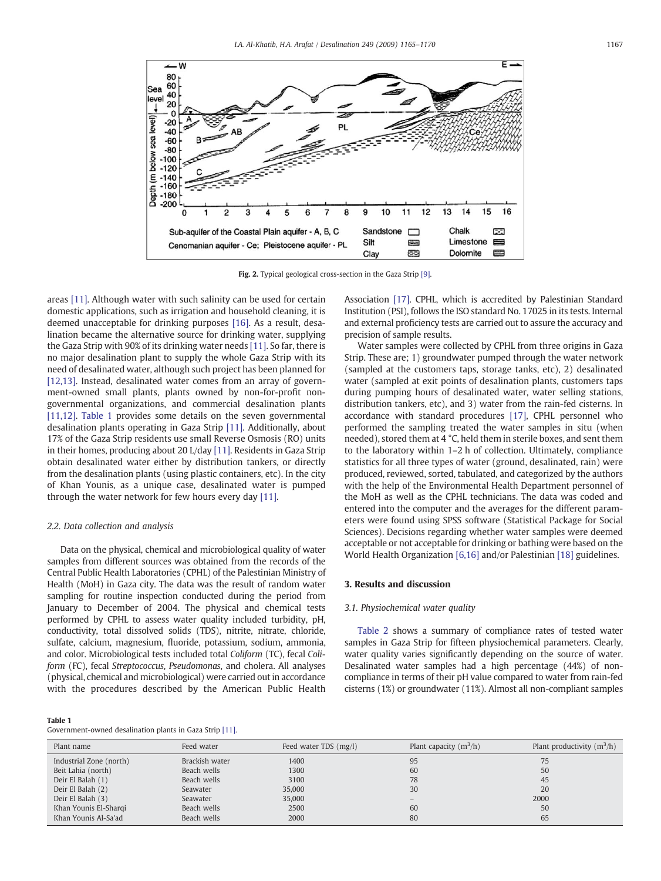Fig. 2. Typical geological cross-section in the Gaza Strip [9].

areas [11]. Although water with such salinity can be used for certain domestic applications, such as irrigation and household cleaning, it is deemed unacceptable for drinking purposes [16]. As a result, desalination became the alternative source for drinking water, supplying the Gaza Strip with 90% of its drinking water needs [11]. So far, there is no major desalination plant to supply the whole Gaza Strip with its need of desalinated water, although such project has been planned for [12,13]. Instead, desalinated water comes from an array of government-owned small plants, plants owned by non-for-profit non-governmental organizations, and commercial desalination plants [11,12]. Table 1 provides some details on the seven governmental desalination plants operating in Gaza Strip [11]. Additionally, about 17% of the Gaza Strip residents use small Reverse Osmosis (RO) units in their homes, producing about 20 L/day [11]. Residents in Gaza Strip obtain desalinated water either by distribution tankers, or directly from the desalination plants (using plastic containers, etc). In the city of Khan Younis, as a unique case, desalinated water is pumped through the water network for few hours every day [11].

### 2.2. Data collection and analysis

Data on the physical, chemical and microbiological quality of water samples from different sources was obtained from the records of the Central Public Health Laboratories (CPHL) of the Palestinian Ministry of Health (MoH) in Gaza city. The data was the result of random water sampling for routine inspection conducted during the period from January to December of 2004. The physical and chemical tests performed by CPHL to assess water quality included turbidity, pH, conductivity, total dissolved solids (TDS), nitrite, nitrate, chloride, sulfate, calcium, magnesium, fluoride, potassium, sodium, ammonia, and color. Microbiological tests included total *Coliform* (TC), fecal *Coliform* (FC), fecal *Streptococcus*, *Pseudomonas*, and cholera. All analyses (physical, chemical and microbiological) were carried out in accordance with the procedures described by the American Public Health Association [17]. CPHL, which is accredited by Palestinian Standard Institution (PSI), follows the ISO standard No. 17025 in its tests. Internal and external proficiency tests are carried out to assure the accuracy and precision of sample results.

Water samples were collected by CPHL from three origins in Gaza Strip. These are; 1) groundwater pumped through the water network (sampled at the customers taps, storage tanks, etc), 2) desalinated water (sampled at exit points of desalination plants, customers taps during pumping hours of desalinated water, water selling stations, distribution tankers, etc), and 3) water from the rain-fed cisterns. In accordance with standard procedures [17], CPHL personnel who performed the sampling treated the water samples in situ (when needed), stored them at 4 °C, held them in sterile boxes, and sent them to the laboratory within 1–2 h of collection. Ultimately, compliance statistics for all three types of water (ground, desalinated, rain) were produced, reviewed, sorted, tabulated, and categorized by the authors with the help of the Environmental Health Department personnel of the MoH as well as the CPHL technicians. The data was coded and entered into the computer and the averages for the different parameters were found using SPSS software (Statistical Package for Social Sciences). Decisions regarding whether water samples were deemed acceptable or not acceptable for drinking or bathing were based on the World Health Organization [6,16] and/or Palestinian [18] guidelines.

## 3. Results and discussion

### 3.1. Physiochemical water quality

Table 2 shows a summary of compliance rates of tested water samples in Gaza Strip for fifteen physiochemical parameters. Clearly, water quality varies significantly depending on the source of water. Desalinated water samples had a high percentage (44%) of non-compliance in terms of their pH value compared to water from rain-fed cisterns (1%) or groundwater (11%). Almost all non-compliant samples

**Table 1**
Government-owned desalination plants in Gaza Strip [11].

| Plant name | Feed water | Feed water TDS (mg/l) | Plant capacity ($m^3$/h) | Plant productivity ($m^3$/h) |
|---|---|---|---|---|
| Industrial Zone (north) | Brackish water | 1400 | 95 | 75 |
| Beit Lahia (north) | Beach wells | 1300 | 60 | 50 |
| Deir El Balah (1) | Beach wells | 3100 | 78 | 45 |
| Deir El Balah (2) | Seawater | 35,000 | 30 | 20 |
| Deir El Balah (3) | Seawater | 35,000 | – | 2000 |
| Khan Younis El-Sharqi | Beach wells | 2500 | 60 | 50 |
| Khan Younis Al-Sa'ad | Beach wells | 2000 | 80 | 65 |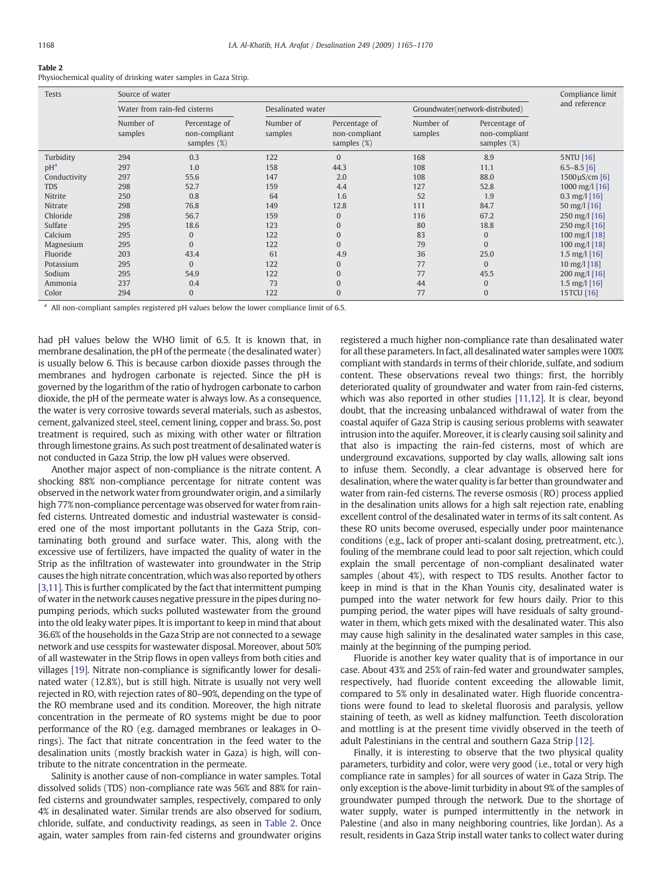**Table 2**
Physiochemical quality of drinking water samples in Gaza Strip.

| Tests | Source of water | | | | | | Compliance limit and reference |
|---|---|---|---|---|---|---|---|
| | Water from rain-fed cisterns | | Desalinated water | | Groundwater(network-distributed) | | |
| | Number of samples | Percentage of non-compliant samples (%) | Number of samples | Percentage of non-compliant samples (%) | Number of samples | Percentage of non-compliant samples (%) | |
| Turbidity | 294 | 0.3 | 122 | 0 | 168 | 8.9 | 5 NTU [16] |
| pH[a] | 297 | 1.0 | 158 | 44.3 | 108 | 11.1 | 6.5–8.5 [6] |
| Conductivity | 297 | 55.6 | 147 | 2.0 | 108 | 88.0 | 1500 μS/cm [6] |
| TDS | 298 | 52.7 | 159 | 4.4 | 127 | 52.8 | 1000 mg/l [16] |
| Nitrite | 250 | 0.8 | 64 | 1.6 | 52 | 1.9 | 0.3 mg/l [16] |
| Nitrate | 298 | 76.8 | 149 | 12.8 | 111 | 84.7 | 50 mg/l [16] |
| Chloride | 298 | 56.7 | 159 | 0 | 116 | 67.2 | 250 mg/l [16] |
| Sulfate | 295 | 18.6 | 123 | 0 | 80 | 18.8 | 250 mg/l [16] |
| Calcium | 295 | 0 | 122 | 0 | 83 | 0 | 100 mg/l [18] |
| Magnesium | 295 | 0 | 122 | 0 | 79 | 0 | 100 mg/l [18] |
| Fluoride | 203 | 43.4 | 61 | 4.9 | 36 | 25.0 | 1.5 mg/l [16] |
| Potassium | 295 | 0 | 122 | 0 | 77 | 0 | 10 mg/l [18] |
| Sodium | 295 | 54.9 | 122 | 0 | 77 | 45.5 | 200 mg/l [16] |
| Ammonia | 237 | 0.4 | 73 | 0 | 44 | 0 | 1.5 mg/l [16] |
| Color | 294 | 0 | 122 | 0 | 77 | 0 | 15 TCU [16] |

[a] All non-compliant samples registered pH values below the lower compliance limit of 6.5.

had pH values below the WHO limit of 6.5. It is known that, in membrane desalination, the pH of the permeate (the desalinated water) is usually below 6. This is because carbon dioxide passes through the membranes and hydrogen carbonate is rejected. Since the pH is governed by the logarithm of the ratio of hydrogen carbonate to carbon dioxide, the pH of the permeate water is always low. As a consequence, the water is very corrosive towards several materials, such as asbestos, cement, galvanized steel, steel, cement lining, copper and brass. So, post treatment is required, such as mixing with other water or filtration through limestone grains. As such post treatment of desalinated water is not conducted in Gaza Strip, the low pH values were observed.

Another major aspect of non-compliance is the nitrate content. A shocking 88% non-compliance percentage for nitrate content was observed in the network water from groundwater origin, and a similarly high 77% non-compliance percentage was observed for water from rain-fed cisterns. Untreated domestic and industrial wastewater is considered one of the most important pollutants in the Gaza Strip, contaminating both ground and surface water. This, along with the excessive use of fertilizers, have impacted the quality of water in the Strip as the infiltration of wastewater into groundwater in the Strip causes the high nitrate concentration, which was also reported by others [3,11]. This is further complicated by the fact that intermittent pumping of water in the network causes negative pressure in the pipes during no-pumping periods, which sucks polluted wastewater from the ground into the old leaky water pipes. It is important to keep in mind that about 36.6% of the households in the Gaza Strip are not connected to a sewage network and use cesspits for wastewater disposal. Moreover, about 50% of all wastewater in the Strip flows in open valleys from both cities and villages [19]. Nitrate non-compliance is significantly lower for desalinated water (12.8%), but is still high. Nitrate is usually not very well rejected in RO, with rejection rates of 80–90%, depending on the type of the RO membrane used and its condition. Moreover, the high nitrate concentration in the permeate of RO systems might be due to poor performance of the RO (e.g. damaged membranes or leakages in O-rings). The fact that nitrate concentration in the feed water to the desalination units (mostly brackish water in Gaza) is high, will contribute to the nitrate concentration in the permeate.

Salinity is another cause of non-compliance in water samples. Total dissolved solids (TDS) non-compliance rate was 56% and 88% for rain-fed cisterns and groundwater samples, respectively, compared to only 4% in desalinated water. Similar trends are also observed for sodium, chloride, sulfate, and conductivity readings, as seen in Table 2. Once again, water samples from rain-fed cisterns and groundwater origins registered a much higher non-compliance rate than desalinated water for all these parameters. In fact, all desalinated water samples were 100% compliant with standards in terms of their chloride, sulfate, and sodium content. These observations reveal two things: first, the horribly deteriorated quality of groundwater and water from rain-fed cisterns, which was also reported in other studies [11,12]. It is clear, beyond doubt, that the increasing unbalanced withdrawal of water from the coastal aquifer of Gaza Strip is causing serious problems with seawater intrusion into the aquifer. Moreover, it is clearly causing soil salinity and that also is impacting the rain-fed cisterns, most of which are underground excavations, supported by clay walls, allowing salt ions to infuse them. Secondly, a clear advantage is observed here for desalination, where the water quality is far better than groundwater and water from rain-fed cisterns. The reverse osmosis (RO) process applied in the desalination units allows for a high salt rejection rate, enabling excellent control of the desalinated water in terms of its salt content. As these RO units become overused, especially under poor maintenance conditions (e.g., lack of proper anti-scalant dosing, pretreatment, etc.), fouling of the membrane could lead to poor salt rejection, which could explain the small percentage of non-compliant desalinated water samples (about 4%), with respect to TDS results. Another factor to keep in mind is that in the Khan Younis city, desalinated water is pumped into the water network for few hours daily. Prior to this pumping period, the water pipes will have residuals of salty groundwater in them, which gets mixed with the desalinated water. This also may cause high salinity in the desalinated water samples in this case, mainly at the beginning of the pumping period.

Fluoride is another key water quality that is of importance in our case. About 43% and 25% of rain-fed water and groundwater samples, respectively, had fluoride content exceeding the allowable limit, compared to 5% only in desalinated water. High fluoride concentrations were found to lead to skeletal fluorosis and paralysis, yellow staining of teeth, as well as kidney malfunction. Teeth discoloration and mottling is at the present time vividly observed in the teeth of adult Palestinians in the central and southern Gaza Strip [12].

Finally, it is interesting to observe that the two physical quality parameters, turbidity and color, were very good (i.e., total or very high compliance rate in samples) for all sources of water in Gaza Strip. The only exception is the above-limit turbidity in about 9% of the samples of groundwater pumped through the network. Due to the shortage of water supply, water is pumped intermittently in the network in Palestine (and also in many neighboring countries, like Jordan). As a result, residents in Gaza Strip install water tanks to collect water during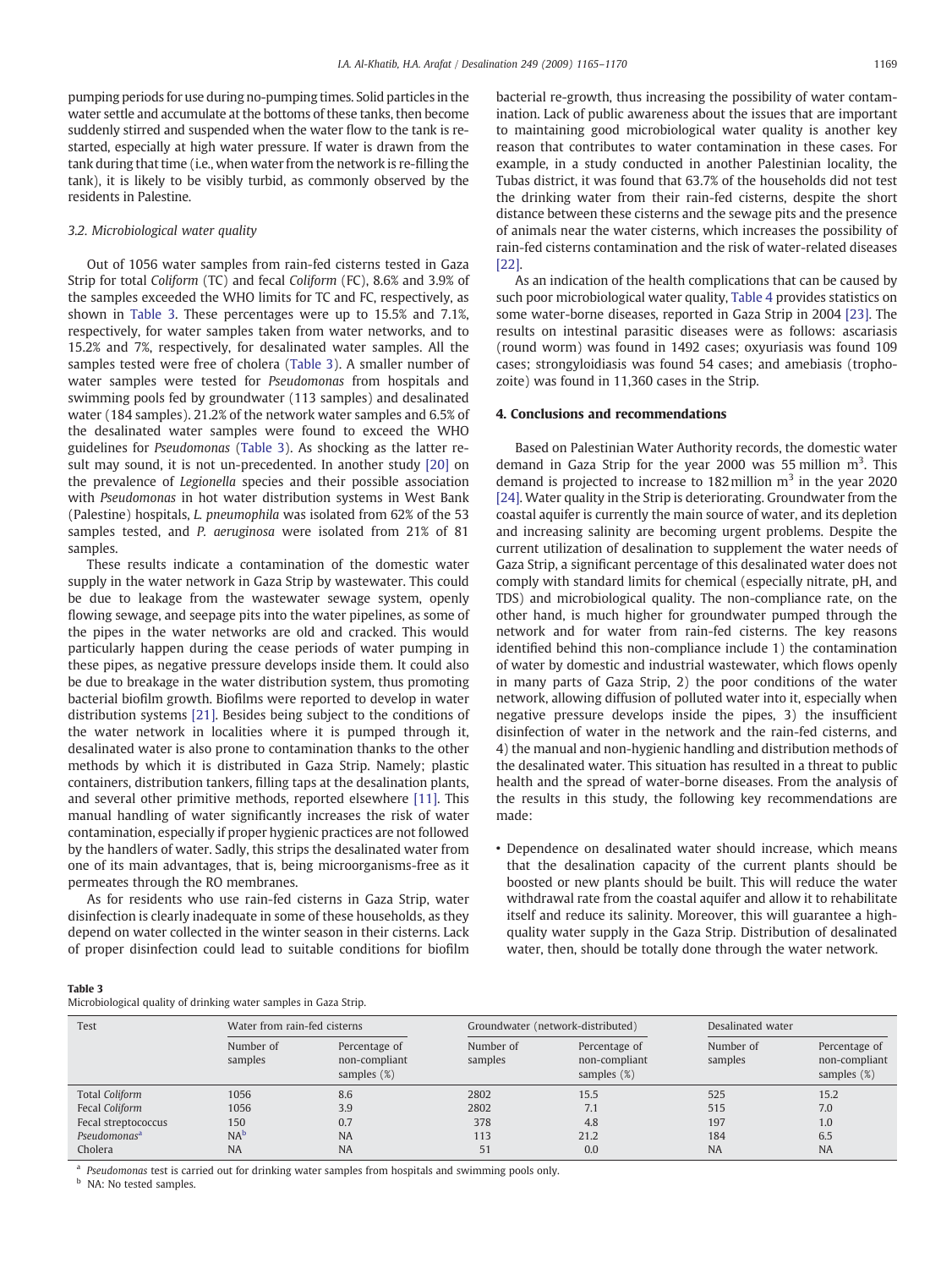pumping periods for use during no-pumping times. Solid particles in the water settle and accumulate at the bottoms of these tanks, then become suddenly stirred and suspended when the water flow to the tank is re-started, especially at high water pressure. If water is drawn from the tank during that time (i.e., when water from the network is re-filling the tank), it is likely to be visibly turbid, as commonly observed by the residents in Palestine.

### 3.2. Microbiological water quality

Out of 1056 water samples from rain-fed cisterns tested in Gaza Strip for total *Coliform* (TC) and fecal *Coliform* (FC), 8.6% and 3.9% of the samples exceeded the WHO limits for TC and FC, respectively, as shown in Table 3. These percentages were up to 15.5% and 7.1%, respectively, for water samples taken from water networks, and to 15.2% and 7%, respectively, for desalinated water samples. All the samples tested were free of cholera (Table 3). A smaller number of water samples were tested for *Pseudomonas* from hospitals and swimming pools fed by groundwater (113 samples) and desalinated water (184 samples). 21.2% of the network water samples and 6.5% of the desalinated water samples were found to exceed the WHO guidelines for *Pseudomonas* (Table 3). As shocking as the latter result may sound, it is not un-precedented. In another study [20] on the prevalence of *Legionella* species and their possible association with *Pseudomonas* in hot water distribution systems in West Bank (Palestine) hospitals, *L. pneumophila* was isolated from 62% of the 53 samples tested, and *P. aeruginosa* were isolated from 21% of 81 samples.

These results indicate a contamination of the domestic water supply in the water network in Gaza Strip by wastewater. This could be due to leakage from the wastewater sewage system, openly flowing sewage, and seepage pits into the water pipelines, as some of the pipes in the water networks are old and cracked. This would particularly happen during the cease periods of water pumping in these pipes, as negative pressure develops inside them. It could also be due to breakage in the water distribution system, thus promoting bacterial biofilm growth. Biofilms were reported to develop in water distribution systems [21]. Besides being subject to the conditions of the water network in localities where it is pumped through it, desalinated water is also prone to contamination thanks to the other methods by which it is distributed in Gaza Strip. Namely; plastic containers, distribution tankers, filling taps at the desalination plants, and several other primitive methods, reported elsewhere [11]. This manual handling of water significantly increases the risk of water contamination, especially if proper hygienic practices are not followed by the handlers of water. Sadly, this strips the desalinated water from one of its main advantages, that is, being microorganisms-free as it permeates through the RO membranes.

As for residents who use rain-fed cisterns in Gaza Strip, water disinfection is clearly inadequate in some of these households, as they depend on water collected in the winter season in their cisterns. Lack of proper disinfection could lead to suitable conditions for biofilm bacterial re-growth, thus increasing the possibility of water contamination. Lack of public awareness about the issues that are important to maintaining good microbiological water quality is another key reason that contributes to water contamination in these cases. For example, in a study conducted in another Palestinian locality, the Tubas district, it was found that 63.7% of the households did not test the drinking water from their rain-fed cisterns, despite the short distance between these cisterns and the sewage pits and the presence of animals near the water cisterns, which increases the possibility of rain-fed cisterns contamination and the risk of water-related diseases [22].

As an indication of the health complications that can be caused by such poor microbiological water quality, Table 4 provides statistics on some water-borne diseases, reported in Gaza Strip in 2004 [23]. The results on intestinal parasitic diseases were as follows: ascariasis (round worm) was found in 1492 cases; oxyuriasis was found 109 cases; strongyloidiasis was found 54 cases; and amebiasis (trophozoite) was found in 11,360 cases in the Strip.

## 4. Conclusions and recommendations

Based on Palestinian Water Authority records, the domestic water demand in Gaza Strip for the year 2000 was 55 million $m^3$. This demand is projected to increase to 182 million $m^3$ in the year 2020 [24]. Water quality in the Strip is deteriorating. Groundwater from the coastal aquifer is currently the main source of water, and its depletion and increasing salinity are becoming urgent problems. Despite the current utilization of desalination to supplement the water needs of Gaza Strip, a significant percentage of this desalinated water does not comply with standard limits for chemical (especially nitrate, pH, and TDS) and microbiological quality. The non-compliance rate, on the other hand, is much higher for groundwater pumped through the network and for water from rain-fed cisterns. The key reasons identified behind this non-compliance include 1) the contamination of water by domestic and industrial wastewater, which flows openly in many parts of Gaza Strip, 2) the poor conditions of the water network, allowing diffusion of polluted water into it, especially when negative pressure develops inside the pipes, 3) the insufficient disinfection of water in the network and the rain-fed cisterns, and 4) the manual and non-hygienic handling and distribution methods of the desalinated water. This situation has resulted in a threat to public health and the spread of water-borne diseases. From the analysis of the results in this study, the following key recommendations are made:

- Dependence on desalinated water should increase, which means that the desalination capacity of the current plants should be boosted or new plants should be built. This will reduce the water withdrawal rate from the coastal aquifer and allow it to rehabilitate itself and reduce its salinity. Moreover, this will guarantee a high-quality water supply in the Gaza Strip. Distribution of desalinated water, then, should be totally done through the water network.

**Table 3**
Microbiological quality of drinking water samples in Gaza Strip.

| Test | Water from rain-fed cisterns | | Groundwater (network-distributed) | | Desalinated water | |
|---|---|---|---|---|---|---|
| | Number of samples | Percentage of non-compliant samples (%) | Number of samples | Percentage of non-compliant samples (%) | Number of samples | Percentage of non-compliant samples (%) |
| Total *Coliform* | 1056 | 8.6 | 2802 | 15.5 | 525 | 15.2 |
| Fecal *Coliform* | 1056 | 3.9 | 2802 | 7.1 | 515 | 7.0 |
| Fecal streptococcus | 150 | 0.7 | 378 | 4.8 | 197 | 1.0 |
| *Pseudomonas*[a] | NA[b] | NA | 113 | 21.2 | 184 | 6.5 |
| Cholera | NA | NA | 51 | 0.0 | NA | NA |

[a] *Pseudomonas* test is carried out for drinking water samples from hospitals and swimming pools only.
[b] NA: No tested samples.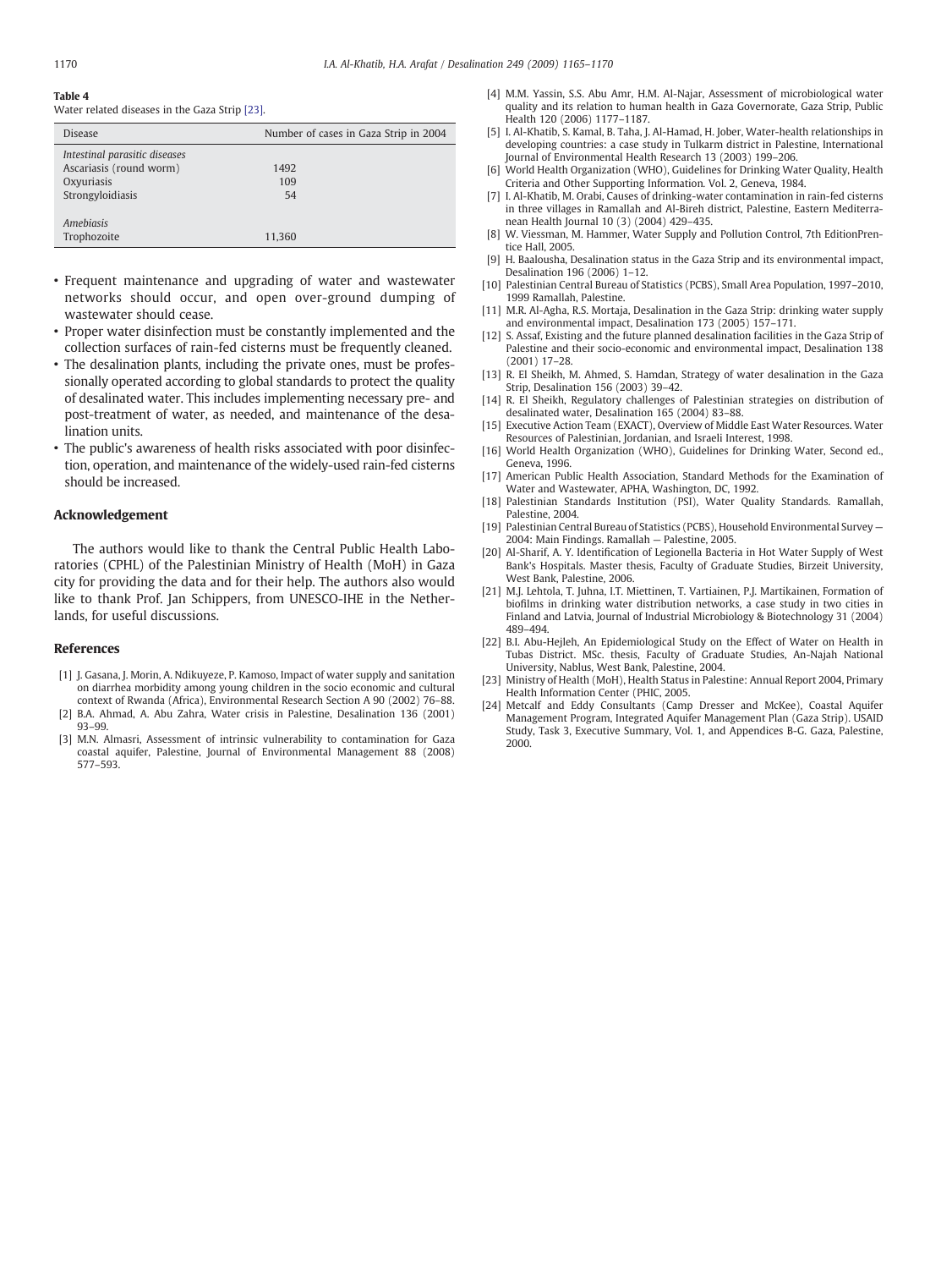**Table 4**
Water related diseases in the Gaza Strip [23].

| Disease | Number of cases in Gaza Strip in 2004 |
| --- | --- |
| *Intestinal parasitic diseases* | |
| Ascariasis (round worm) | 1492 |
| Oxyuriasis | 109 |
| Strongyloidiasis | 54 |
| *Amebiasis* | |
| Trophozoite | 11,360 |

- Frequent maintenance and upgrading of water and wastewater networks should occur, and open over-ground dumping of wastewater should cease.
- Proper water disinfection must be constantly implemented and the collection surfaces of rain-fed cisterns must be frequently cleaned.
- The desalination plants, including the private ones, must be professionally operated according to global standards to protect the quality of desalinated water. This includes implementing necessary pre- and post-treatment of water, as needed, and maintenance of the desalination units.
- The public's awareness of health risks associated with poor disinfection, operation, and maintenance of the widely-used rain-fed cisterns should be increased.

## Acknowledgement

The authors would like to thank the Central Public Health Laboratories (CPHL) of the Palestinian Ministry of Health (MoH) in Gaza city for providing the data and for their help. The authors also would like to thank Prof. Jan Schippers, from UNESCO-IHE in the Netherlands, for useful discussions.

## References

[1] J. Gasana, J. Morin, A. Ndikuyeze, P. Kamoso, Impact of water supply and sanitation on diarrhea morbidity among young children in the socio economic and cultural context of Rwanda (Africa), Environmental Research Section A 90 (2002) 76–88.

[2] B.A. Ahmad, A. Abu Zahra, Water crisis in Palestine, Desalination 136 (2001) 93–99.

[3] M.N. Almasri, Assessment of intrinsic vulnerability to contamination for Gaza coastal aquifer, Palestine, Journal of Environmental Management 88 (2008) 577–593.

[4] M.M. Yassin, S.S. Abu Amr, H.M. Al-Najar, Assessment of microbiological water quality and its relation to human health in Gaza Governorate, Gaza Strip, Public Health 120 (2006) 1177–1187.

[5] I. Al-Khatib, S. Kamal, B. Taha, J. Al-Hamad, H. Jober, Water-health relationships in developing countries: a case study in Tulkarm district in Palestine, International Journal of Environmental Health Research 13 (2003) 199–206.

[6] World Health Organization (WHO), Guidelines for Drinking Water Quality, Health Criteria and Other Supporting Information. Vol. 2, Geneva, 1984.

[7] I. Al-Khatib, M. Orabi, Causes of drinking-water contamination in rain-fed cisterns in three villages in Ramallah and Al-Bireh district, Palestine, Eastern Mediterranean Health Journal 10 (3) (2004) 429–435.

[8] W. Viessman, M. Hammer, Water Supply and Pollution Control, 7th EditionPrentice Hall, 2005.

[9] H. Baalousha, Desalination status in the Gaza Strip and its environmental impact, Desalination 196 (2006) 1–12.

[10] Palestinian Central Bureau of Statistics (PCBS), Small Area Population, 1997–2010, 1999 Ramallah, Palestine.

[11] M.R. Al-Agha, R.S. Mortaja, Desalination in the Gaza Strip: drinking water supply and environmental impact, Desalination 173 (2005) 157–171.

[12] S. Assaf, Existing and the future planned desalination facilities in the Gaza Strip of Palestine and their socio-economic and environmental impact, Desalination 138 (2001) 17–28.

[13] R. El Sheikh, M. Ahmed, S. Hamdan, Strategy of water desalination in the Gaza Strip, Desalination 156 (2003) 39–42.

[14] R. El Sheikh, Regulatory challenges of Palestinian strategies on distribution of desalinated water, Desalination 165 (2004) 83–88.

[15] Executive Action Team (EXACT), Overview of Middle East Water Resources. Water Resources of Palestinian, Jordanian, and Israeli Interest, 1998.

[16] World Health Organization (WHO), Guidelines for Drinking Water, Second ed., Geneva, 1996.

[17] American Public Health Association, Standard Methods for the Examination of Water and Wastewater, APHA, Washington, DC, 1992.

[18] Palestinian Standards Institution (PSI), Water Quality Standards. Ramallah, Palestine, 2004.

[19] Palestinian Central Bureau of Statistics (PCBS), Household Environmental Survey — 2004: Main Findings. Ramallah — Palestine, 2005.

[20] Al-Sharif, A. Y. Identification of Legionella Bacteria in Hot Water Supply of West Bank's Hospitals. Master thesis, Faculty of Graduate Studies, Birzeit University, West Bank, Palestine, 2006.

[21] M.J. Lehtola, T. Juhna, I.T. Miettinen, T. Vartiainen, P.J. Martikainen, Formation of biofilms in drinking water distribution networks, a case study in two cities in Finland and Latvia, Journal of Industrial Microbiology & Biotechnology 31 (2004) 489–494.

[22] B.I. Abu-Hejleh, An Epidemiological Study on the Effect of Water on Health in Tubas District. MSc. thesis, Faculty of Graduate Studies, An-Najah National University, Nablus, West Bank, Palestine, 2004.

[23] Ministry of Health (MoH), Health Status in Palestine: Annual Report 2004, Primary Health Information Center (PHIC, 2005.

[24] Metcalf and Eddy Consultants (Camp Dresser and McKee), Coastal Aquifer Management Program, Integrated Aquifer Management Plan (Gaza Strip). USAID Study, Task 3, Executive Summary, Vol. 1, and Appendices B-G. Gaza, Palestine, 2000.